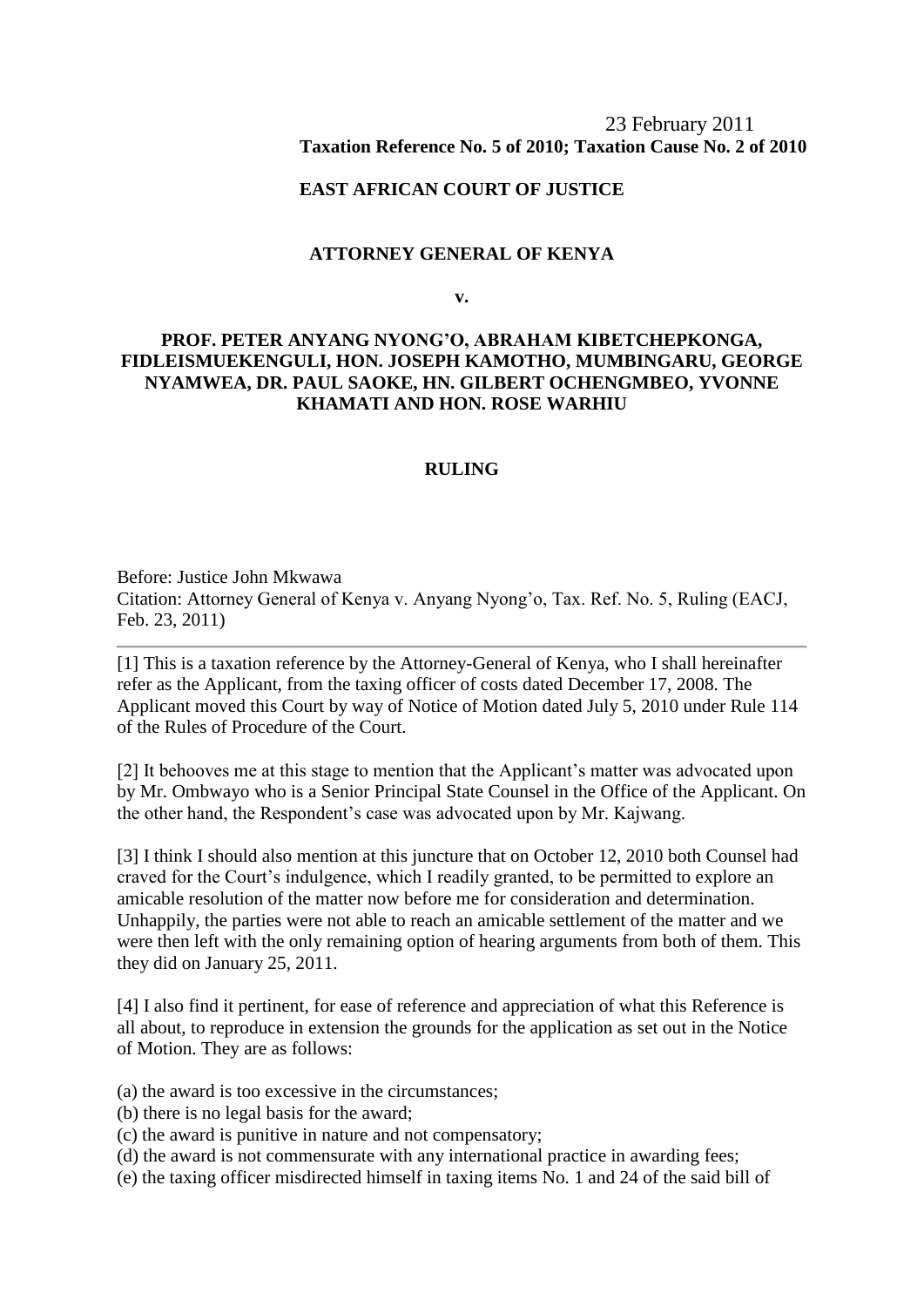23 February 2011
**Taxation Reference No. 5 of 2010; Taxation Cause No. 2 of 2010**

**EAST AFRICAN COURT OF JUSTICE**

**ATTORNEY GENERAL OF KENYA**

**v.**

**PROF. PETER ANYANG NYONG'O, ABRAHAM KIBETCHEPKONGA, FIDLEISMUEKENGULI, HON. JOSEPH KAMOTHO, MUMBINGARU, GEORGE NYAMWEA, DR. PAUL SAOKE, HN. GILBERT OCHENGMBEO, YVONNE KHAMATI AND HON. ROSE WARHIU**

**RULING**

Before: Justice John Mkwawa
Citation: Attorney General of Kenya v. Anyang Nyong'o, Tax. Ref. No. 5, Ruling (EACJ, Feb. 23, 2011)

---

[1] This is a taxation reference by the Attorney-General of Kenya, who I shall hereinafter refer as the Applicant, from the taxing officer of costs dated December 17, 2008. The Applicant moved this Court by way of Notice of Motion dated July 5, 2010 under Rule 114 of the Rules of Procedure of the Court.

[2] It behooves me at this stage to mention that the Applicant's matter was advocated upon by Mr. Ombwayo who is a Senior Principal State Counsel in the Office of the Applicant. On the other hand, the Respondent's case was advocated upon by Mr. Kajwang.

[3] I think I should also mention at this juncture that on October 12, 2010 both Counsel had craved for the Court's indulgence, which I readily granted, to be permitted to explore an amicable resolution of the matter now before me for consideration and determination. Unhappily, the parties were not able to reach an amicable settlement of the matter and we were then left with the only remaining option of hearing arguments from both of them. This they did on January 25, 2011.

[4] I also find it pertinent, for ease of reference and appreciation of what this Reference is all about, to reproduce in extension the grounds for the application as set out in the Notice of Motion. They are as follows:

(a) the award is too excessive in the circumstances;
(b) there is no legal basis for the award;
(c) the award is punitive in nature and not compensatory;
(d) the award is not commensurate with any international practice in awarding fees;
(e) the taxing officer misdirected himself in taxing items No. 1 and 24 of the said bill of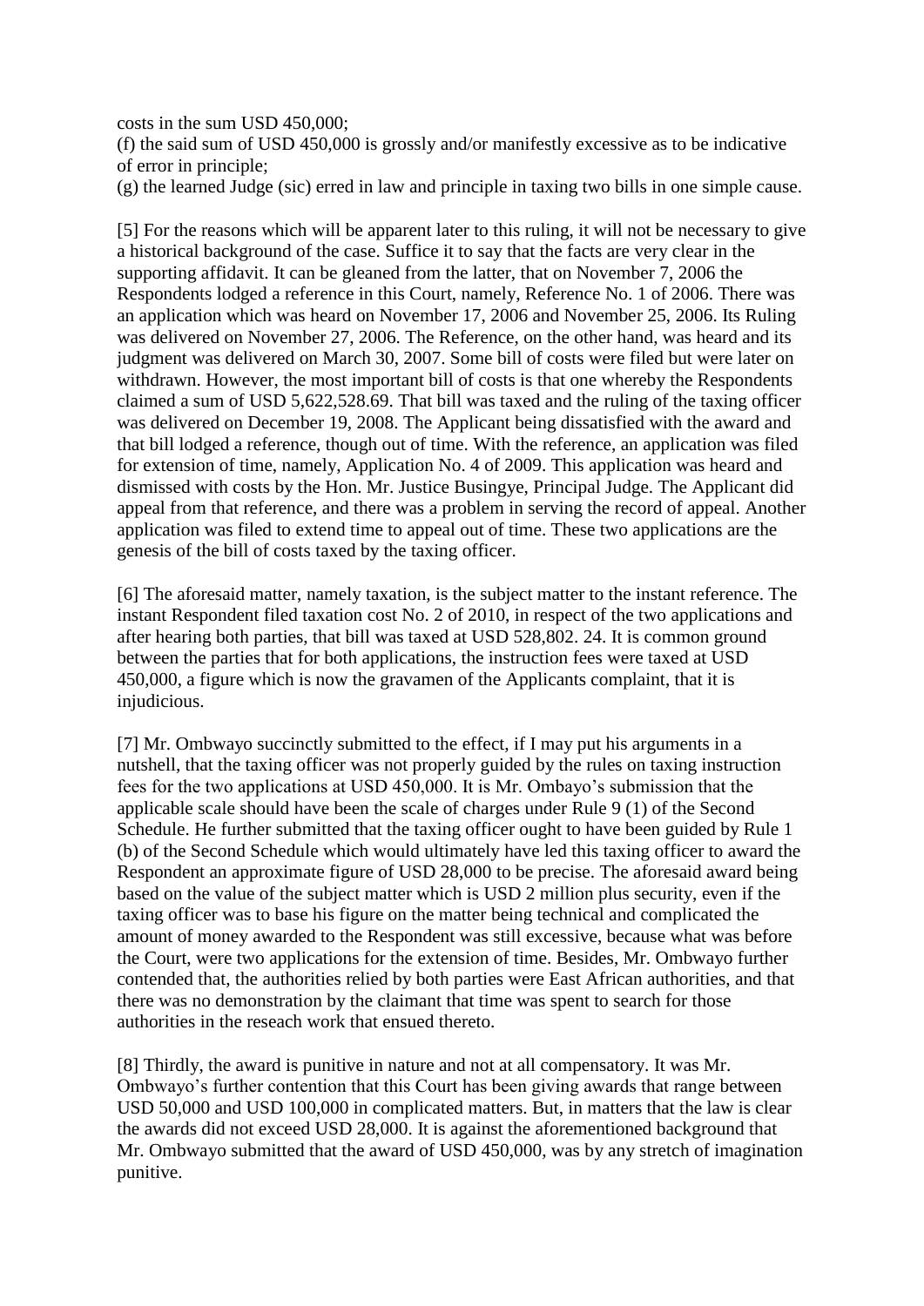costs in the sum USD 450,000;

(f) the said sum of USD 450,000 is grossly and/or manifestly excessive as to be indicative of error in principle;

(g) the learned Judge (sic) erred in law and principle in taxing two bills in one simple cause.

[5] For the reasons which will be apparent later to this ruling, it will not be necessary to give a historical background of the case. Suffice it to say that the facts are very clear in the supporting affidavit. It can be gleaned from the latter, that on November 7, 2006 the Respondents lodged a reference in this Court, namely, Reference No. 1 of 2006. There was an application which was heard on November 17, 2006 and November 25, 2006. Its Ruling was delivered on November 27, 2006. The Reference, on the other hand, was heard and its judgment was delivered on March 30, 2007. Some bill of costs were filed but were later on withdrawn. However, the most important bill of costs is that one whereby the Respondents claimed a sum of USD 5,622,528.69. That bill was taxed and the ruling of the taxing officer was delivered on December 19, 2008. The Applicant being dissatisfied with the award and that bill lodged a reference, though out of time. With the reference, an application was filed for extension of time, namely, Application No. 4 of 2009. This application was heard and dismissed with costs by the Hon. Mr. Justice Busingye, Principal Judge. The Applicant did appeal from that reference, and there was a problem in serving the record of appeal. Another application was filed to extend time to appeal out of time. These two applications are the genesis of the bill of costs taxed by the taxing officer.

[6] The aforesaid matter, namely taxation, is the subject matter to the instant reference. The instant Respondent filed taxation cost No. 2 of 2010, in respect of the two applications and after hearing both parties, that bill was taxed at USD 528,802. 24. It is common ground between the parties that for both applications, the instruction fees were taxed at USD 450,000, a figure which is now the gravamen of the Applicants complaint, that it is injudicious.

[7] Mr. Ombwayo succinctly submitted to the effect, if I may put his arguments in a nutshell, that the taxing officer was not properly guided by the rules on taxing instruction fees for the two applications at USD 450,000. It is Mr. Ombayo's submission that the applicable scale should have been the scale of charges under Rule 9 (1) of the Second Schedule. He further submitted that the taxing officer ought to have been guided by Rule 1 (b) of the Second Schedule which would ultimately have led this taxing officer to award the Respondent an approximate figure of USD 28,000 to be precise. The aforesaid award being based on the value of the subject matter which is USD 2 million plus security, even if the taxing officer was to base his figure on the matter being technical and complicated the amount of money awarded to the Respondent was still excessive, because what was before the Court, were two applications for the extension of time. Besides, Mr. Ombwayo further contended that, the authorities relied by both parties were East African authorities, and that there was no demonstration by the claimant that time was spent to search for those authorities in the reseach work that ensued thereto.

[8] Thirdly, the award is punitive in nature and not at all compensatory. It was Mr. Ombwayo's further contention that this Court has been giving awards that range between USD 50,000 and USD 100,000 in complicated matters. But, in matters that the law is clear the awards did not exceed USD 28,000. It is against the aforementioned background that Mr. Ombwayo submitted that the award of USD 450,000, was by any stretch of imagination punitive.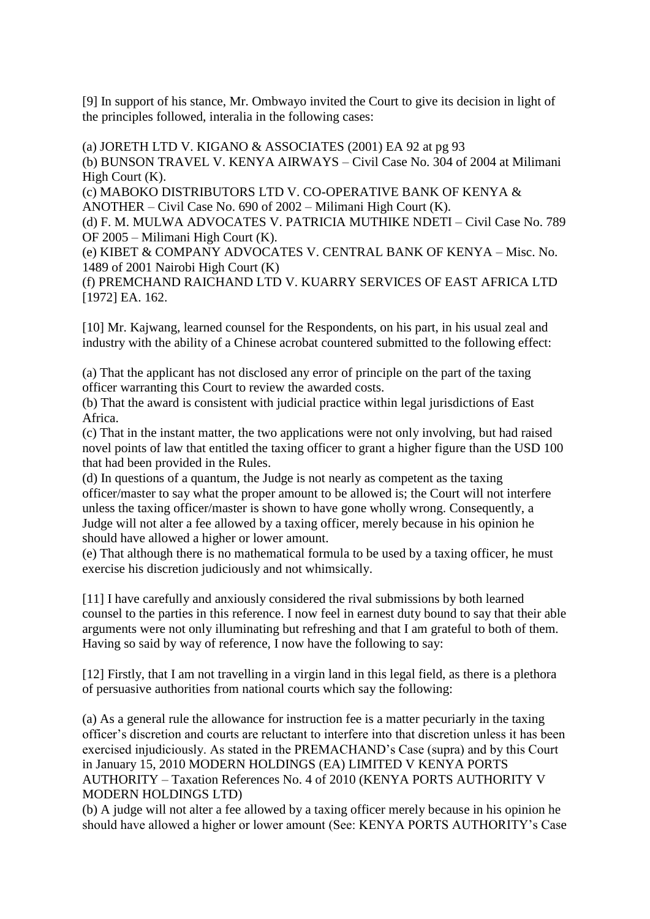[9] In support of his stance, Mr. Ombwayo invited the Court to give its decision in light of the principles followed, interalia in the following cases:

(a) JORETH LTD V. KIGANO & ASSOCIATES (2001) EA 92 at pg 93
(b) BUNSON TRAVEL V. KENYA AIRWAYS – Civil Case No. 304 of 2004 at Milimani High Court (K).
(c) MABOKO DISTRIBUTORS LTD V. CO-OPERATIVE BANK OF KENYA & ANOTHER – Civil Case No. 690 of 2002 – Milimani High Court (K).
(d) F. M. MULWA ADVOCATES V. PATRICIA MUTHIKE NDETI – Civil Case No. 789 OF 2005 – Milimani High Court (K).
(e) KIBET & COMPANY ADVOCATES V. CENTRAL BANK OF KENYA – Misc. No. 1489 of 2001 Nairobi High Court (K)
(f) PREMCHAND RAICHAND LTD V. KUARRY SERVICES OF EAST AFRICA LTD [1972] EA. 162.

[10] Mr. Kajwang, learned counsel for the Respondents, on his part, in his usual zeal and industry with the ability of a Chinese acrobat countered submitted to the following effect:

(a) That the applicant has not disclosed any error of principle on the part of the taxing officer warranting this Court to review the awarded costs.
(b) That the award is consistent with judicial practice within legal jurisdictions of East Africa.
(c) That in the instant matter, the two applications were not only involving, but had raised novel points of law that entitled the taxing officer to grant a higher figure than the USD 100 that had been provided in the Rules.
(d) In questions of a quantum, the Judge is not nearly as competent as the taxing officer/master to say what the proper amount to be allowed is; the Court will not interfere unless the taxing officer/master is shown to have gone wholly wrong. Consequently, a Judge will not alter a fee allowed by a taxing officer, merely because in his opinion he should have allowed a higher or lower amount.
(e) That although there is no mathematical formula to be used by a taxing officer, he must exercise his discretion judiciously and not whimsically.

[11] I have carefully and anxiously considered the rival submissions by both learned counsel to the parties in this reference. I now feel in earnest duty bound to say that their able arguments were not only illuminating but refreshing and that I am grateful to both of them. Having so said by way of reference, I now have the following to say:

[12] Firstly, that I am not travelling in a virgin land in this legal field, as there is a plethora of persuasive authorities from national courts which say the following:

(a) As a general rule the allowance for instruction fee is a matter pecuriarly in the taxing officer's discretion and courts are reluctant to interfere into that discretion unless it has been exercised injudiciously. As stated in the PREMACHAND's Case (supra) and by this Court in January 15, 2010 MODERN HOLDINGS (EA) LIMITED V KENYA PORTS AUTHORITY – Taxation References No. 4 of 2010 (KENYA PORTS AUTHORITY V MODERN HOLDINGS LTD)
(b) A judge will not alter a fee allowed by a taxing officer merely because in his opinion he should have allowed a higher or lower amount (See: KENYA PORTS AUTHORITY's Case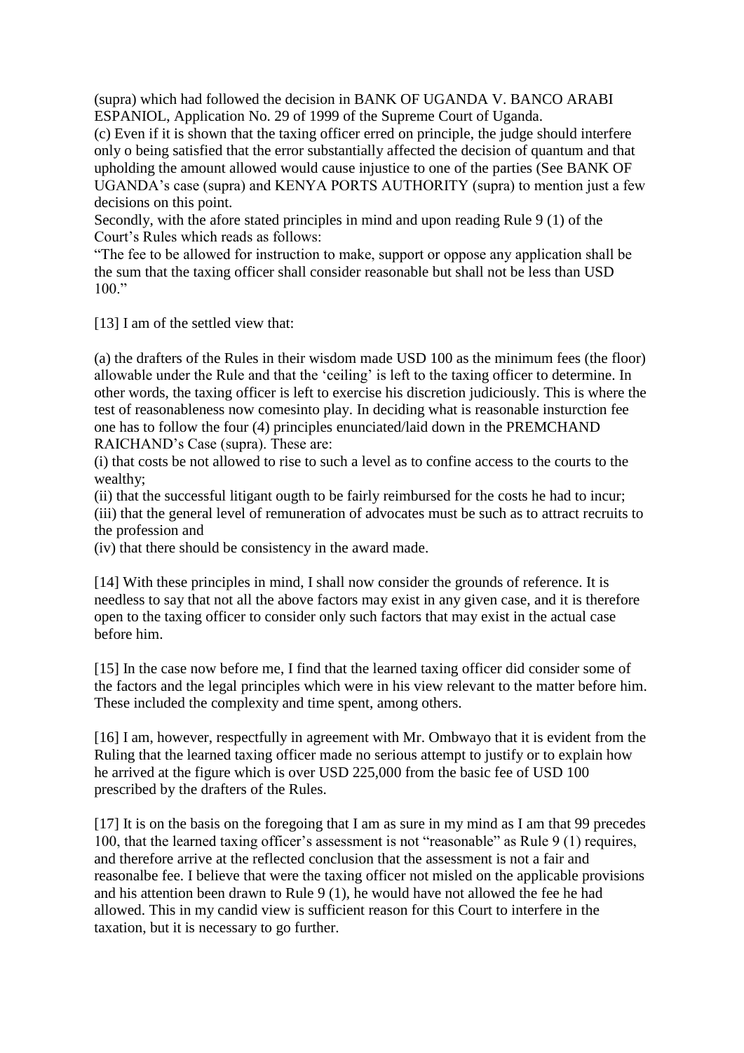(supra) which had followed the decision in BANK OF UGANDA V. BANCO ARABI ESPANIOL, Application No. 29 of 1999 of the Supreme Court of Uganda.

(c) Even if it is shown that the taxing officer erred on principle, the judge should interfere only o being satisfied that the error substantially affected the decision of quantum and that upholding the amount allowed would cause injustice to one of the parties (See BANK OF UGANDA's case (supra) and KENYA PORTS AUTHORITY (supra) to mention just a few decisions on this point.

Secondly, with the afore stated principles in mind and upon reading Rule 9 (1) of the Court's Rules which reads as follows:

"The fee to be allowed for instruction to make, support or oppose any application shall be the sum that the taxing officer shall consider reasonable but shall not be less than USD 100."

[13] I am of the settled view that:

(a) the drafters of the Rules in their wisdom made USD 100 as the minimum fees (the floor) allowable under the Rule and that the 'ceiling' is left to the taxing officer to determine. In other words, the taxing officer is left to exercise his discretion judiciously. This is where the test of reasonableness now comesinto play. In deciding what is reasonable insturction fee one has to follow the four (4) principles enunciated/laid down in the PREMCHAND RAICHAND's Case (supra). These are:

(i) that costs be not allowed to rise to such a level as to confine access to the courts to the wealthy;

(ii) that the successful litigant ougth to be fairly reimbursed for the costs he had to incur;

(iii) that the general level of remuneration of advocates must be such as to attract recruits to the profession and

(iv) that there should be consistency in the award made.

[14] With these principles in mind, I shall now consider the grounds of reference. It is needless to say that not all the above factors may exist in any given case, and it is therefore open to the taxing officer to consider only such factors that may exist in the actual case before him.

[15] In the case now before me, I find that the learned taxing officer did consider some of the factors and the legal principles which were in his view relevant to the matter before him. These included the complexity and time spent, among others.

[16] I am, however, respectfully in agreement with Mr. Ombwayo that it is evident from the Ruling that the learned taxing officer made no serious attempt to justify or to explain how he arrived at the figure which is over USD 225,000 from the basic fee of USD 100 prescribed by the drafters of the Rules.

[17] It is on the basis on the foregoing that I am as sure in my mind as I am that 99 precedes 100, that the learned taxing officer's assessment is not "reasonable" as Rule 9 (1) requires, and therefore arrive at the reflected conclusion that the assessment is not a fair and reasonalbe fee. I believe that were the taxing officer not misled on the applicable provisions and his attention been drawn to Rule 9 (1), he would have not allowed the fee he had allowed. This in my candid view is sufficient reason for this Court to interfere in the taxation, but it is necessary to go further.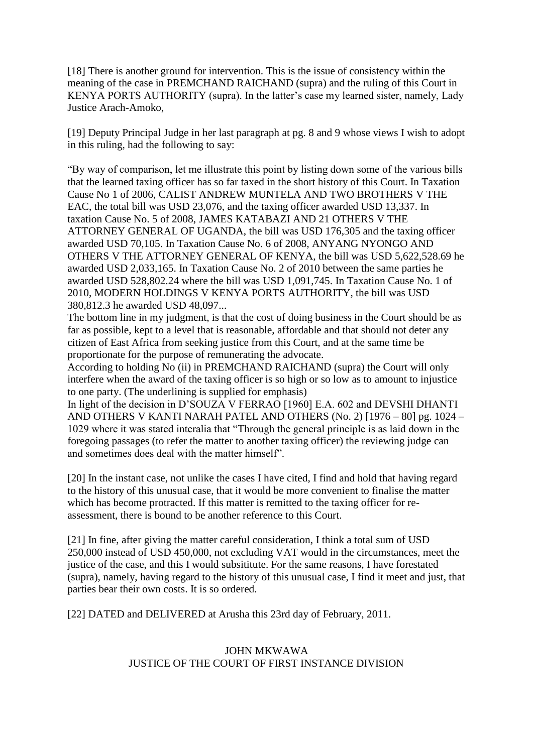[18] There is another ground for intervention. This is the issue of consistency within the meaning of the case in PREMCHAND RAICHAND (supra) and the ruling of this Court in KENYA PORTS AUTHORITY (supra). In the latter's case my learned sister, namely, Lady Justice Arach-Amoko,

[19] Deputy Principal Judge in her last paragraph at pg. 8 and 9 whose views I wish to adopt in this ruling, had the following to say:

"By way of comparison, let me illustrate this point by listing down some of the various bills that the learned taxing officer has so far taxed in the short history of this Court. In Taxation Cause No 1 of 2006, CALIST ANDREW MUNTELA AND TWO BROTHERS V THE EAC, the total bill was USD 23,076, and the taxing officer awarded USD 13,337. In taxation Cause No. 5 of 2008, JAMES KATABAZI AND 21 OTHERS V THE ATTORNEY GENERAL OF UGANDA, the bill was USD 176,305 and the taxing officer awarded USD 70,105. In Taxation Cause No. 6 of 2008, ANYANG NYONGO AND OTHERS V THE ATTORNEY GENERAL OF KENYA, the bill was USD 5,622,528.69 he awarded USD 2,033,165. In Taxation Cause No. 2 of 2010 between the same parties he awarded USD 528,802.24 where the bill was USD 1,091,745. In Taxation Cause No. 1 of 2010, MODERN HOLDINGS V KENYA PORTS AUTHORITY, the bill was USD 380,812.3 he awarded USD 48,097...

The bottom line in my judgment, is that the cost of doing business in the Court should be as far as possible, kept to a level that is reasonable, affordable and that should not deter any citizen of East Africa from seeking justice from this Court, and at the same time be proportionate for the purpose of remunerating the advocate.

According to holding No (ii) in PREMCHAND RAICHAND (supra) the Court will only interfere when the award of the taxing officer is so high or so low as to amount to injustice to one party. (The underlining is supplied for emphasis)

In light of the decision in D'SOUZA V FERRAO [1960] E.A. 602 and DEVSHI DHANTI AND OTHERS V KANTI NARAH PATEL AND OTHERS (No. 2) [1976 – 80] pg. 1024 – 1029 where it was stated interalia that "Through the general principle is as laid down in the foregoing passages (to refer the matter to another taxing officer) the reviewing judge can and sometimes does deal with the matter himself".

[20] In the instant case, not unlike the cases I have cited, I find and hold that having regard to the history of this unusual case, that it would be more convenient to finalise the matter which has become protracted. If this matter is remitted to the taxing officer for re-assessment, there is bound to be another reference to this Court.

[21] In fine, after giving the matter careful consideration, I think a total sum of USD 250,000 instead of USD 450,000, not excluding VAT would in the circumstances, meet the justice of the case, and this I would subsititute. For the same reasons, I have forestated (supra), namely, having regard to the history of this unusual case, I find it meet and just, that parties bear their own costs. It is so ordered.

[22] DATED and DELIVERED at Arusha this 23rd day of February, 2011.

JOHN MKWAWA
JUSTICE OF THE COURT OF FIRST INSTANCE DIVISION